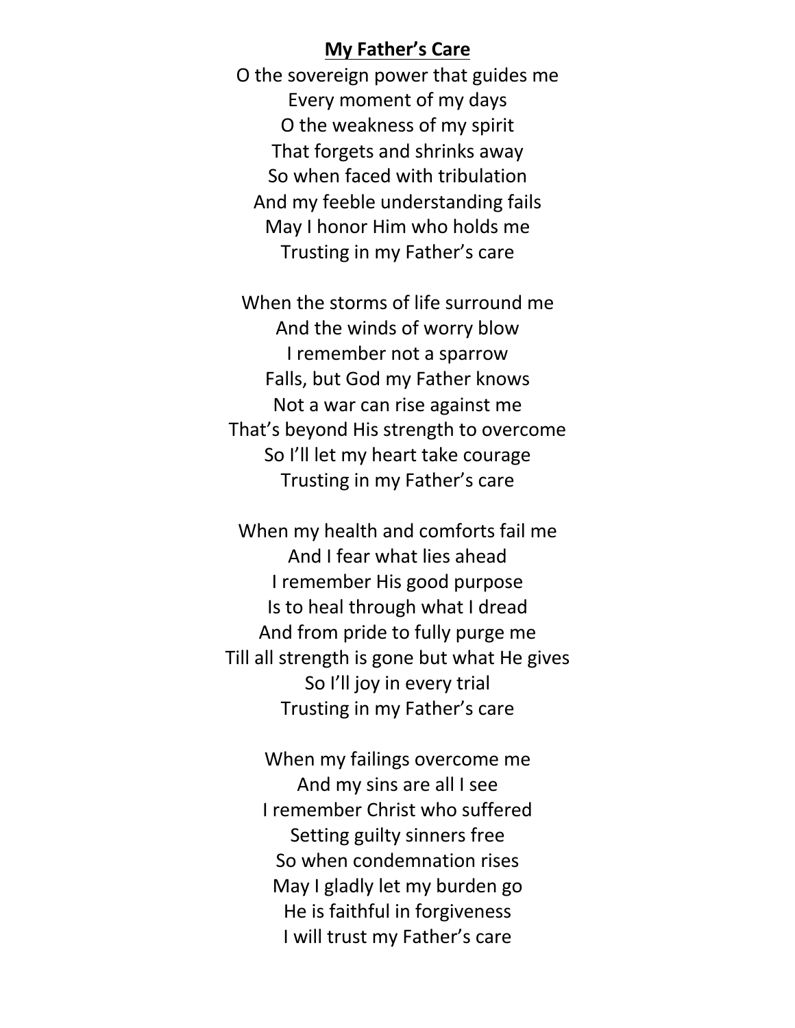# My Father's Care

O the sovereign power that guides me
Every moment of my days
O the weakness of my spirit
That forgets and shrinks away
So when faced with tribulation
And my feeble understanding fails
May I honor Him who holds me
Trusting in my Father's care

When the storms of life surround me
And the winds of worry blow
I remember not a sparrow
Falls, but God my Father knows
Not a war can rise against me
That's beyond His strength to overcome
So I'll let my heart take courage
Trusting in my Father's care

When my health and comforts fail me
And I fear what lies ahead
I remember His good purpose
Is to heal through what I dread
And from pride to fully purge me
Till all strength is gone but what He gives
So I'll joy in every trial
Trusting in my Father's care

When my failings overcome me
And my sins are all I see
I remember Christ who suffered
Setting guilty sinners free
So when condemnation rises
May I gladly let my burden go
He is faithful in forgiveness
I will trust my Father's care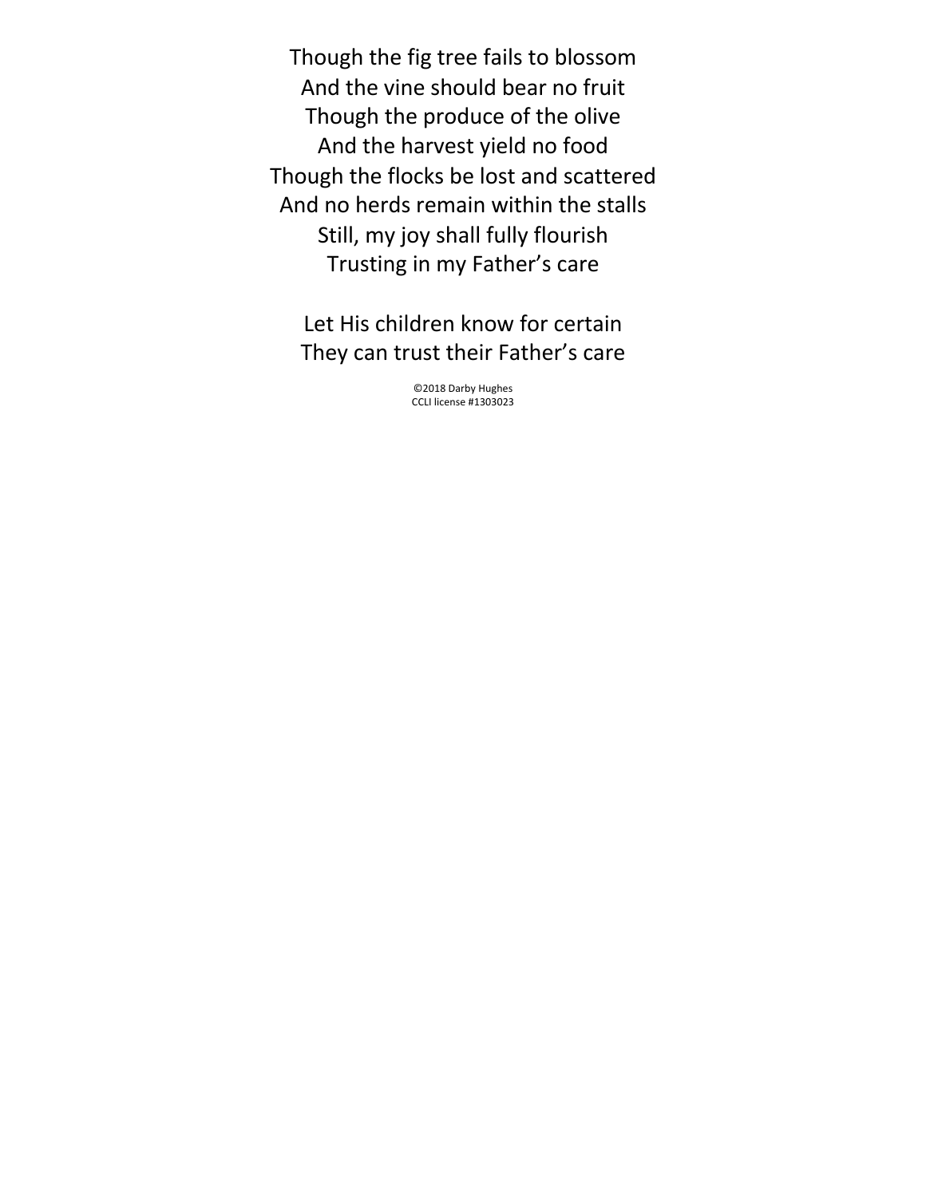Though the fig tree fails to blossom
And the vine should bear no fruit
Though the produce of the olive
And the harvest yield no food
Though the flocks be lost and scattered
And no herds remain within the stalls
Still, my joy shall fully flourish
Trusting in my Father's care

Let His children know for certain
They can trust their Father's care

©2018 Darby Hughes
CCLI license #1303023